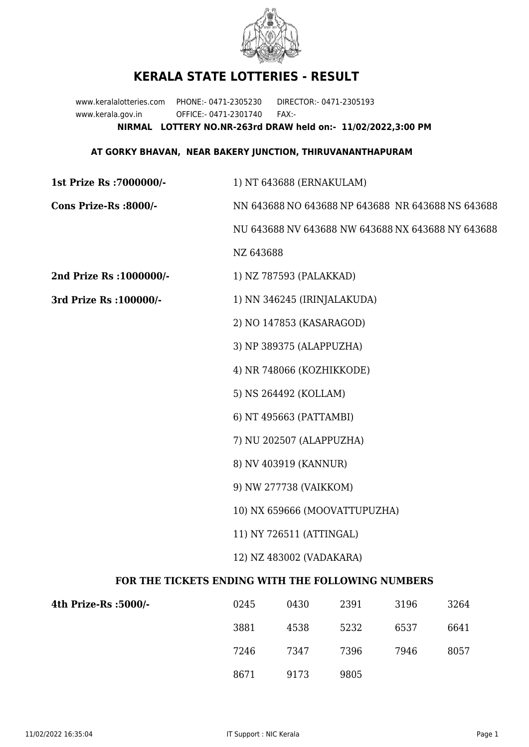# KERALA STATE LOTTERIES - RESULT

www.keralalotteries.com PHONE:- 0471-2305230 DIRECTOR:- 0471-2305193
www.kerala.gov.in OFFICE:- 0471-2301740 FAX:-

**NIRMAL LOTTERY NO.NR-263rd DRAW held on:- 11/02/2022,3:00 PM**

**AT GORKY BHAVAN, NEAR BAKERY JUNCTION, THIRUVANANTHAPURAM**

**1st Prize Rs :7000000/-** 1) NT 643688 (ERNAKULAM)

**Cons Prize-Rs :8000/-** NN 643688 NO 643688 NP 643688 NR 643688 NS 643688 NU 643688 NV 643688 NW 643688 NX 643688 NY 643688 NZ 643688

**2nd Prize Rs :1000000/-** 1) NZ 787593 (PALAKKAD)

**3rd Prize Rs :100000/-**

1) NN 346245 (IRINJALAKUDA)
2) NO 147853 (KASARAGOD)
3) NP 389375 (ALAPPUZHA)
4) NR 748066 (KOZHIKKODE)
5) NS 264492 (KOLLAM)
6) NT 495663 (PATTAMBI)
7) NU 202507 (ALAPPUZHA)
8) NV 403919 (KANNUR)
9) NW 277738 (VAIKKOM)
10) NX 659666 (MOOVATTUPUZHA)
11) NY 726511 (ATTINGAL)
12) NZ 483002 (VADAKARA)

## FOR THE TICKETS ENDING WITH THE FOLLOWING NUMBERS

**4th Prize-Rs :5000/-**

| | | | | |
|---|---|---|---|---|
| 0245 | 0430 | 2391 | 3196 | 3264 |
| 3881 | 4538 | 5232 | 6537 | 6641 |
| 7246 | 7347 | 7396 | 7946 | 8057 |
| 8671 | 9173 | 9805 | | |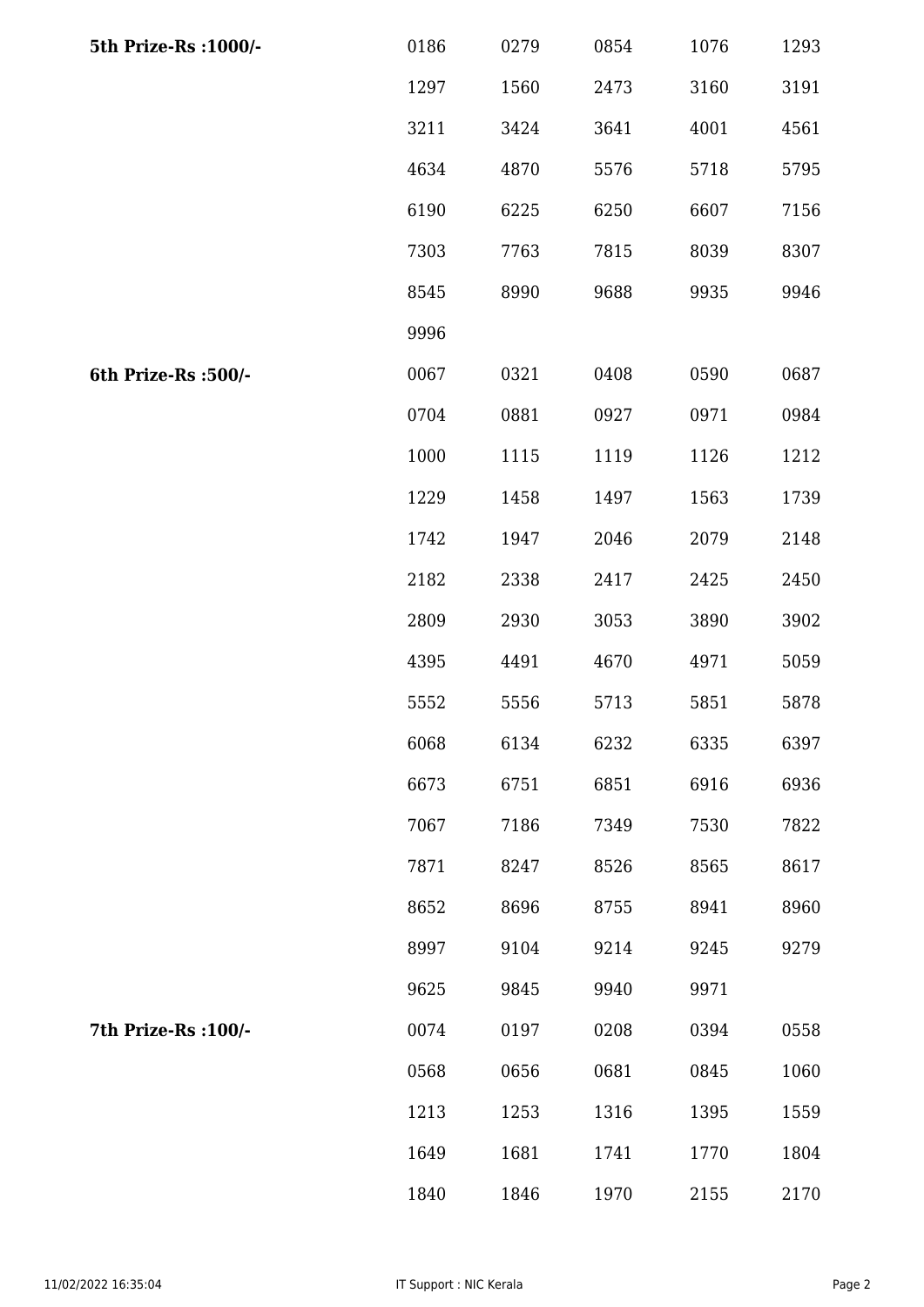| | | | | | |
|---|---|---|---|---|---|
| **5th Prize-Rs :1000/-** | 0186 | 0279 | 0854 | 1076 | 1293 |
| | 1297 | 1560 | 2473 | 3160 | 3191 |
| | 3211 | 3424 | 3641 | 4001 | 4561 |
| | 4634 | 4870 | 5576 | 5718 | 5795 |
| | 6190 | 6225 | 6250 | 6607 | 7156 |
| | 7303 | 7763 | 7815 | 8039 | 8307 |
| | 8545 | 8990 | 9688 | 9935 | 9946 |
| | 9996 | | | | |
| **6th Prize-Rs :500/-** | 0067 | 0321 | 0408 | 0590 | 0687 |
| | 0704 | 0881 | 0927 | 0971 | 0984 |
| | 1000 | 1115 | 1119 | 1126 | 1212 |
| | 1229 | 1458 | 1497 | 1563 | 1739 |
| | 1742 | 1947 | 2046 | 2079 | 2148 |
| | 2182 | 2338 | 2417 | 2425 | 2450 |
| | 2809 | 2930 | 3053 | 3890 | 3902 |
| | 4395 | 4491 | 4670 | 4971 | 5059 |
| | 5552 | 5556 | 5713 | 5851 | 5878 |
| | 6068 | 6134 | 6232 | 6335 | 6397 |
| | 6673 | 6751 | 6851 | 6916 | 6936 |
| | 7067 | 7186 | 7349 | 7530 | 7822 |
| | 7871 | 8247 | 8526 | 8565 | 8617 |
| | 8652 | 8696 | 8755 | 8941 | 8960 |
| | 8997 | 9104 | 9214 | 9245 | 9279 |
| | 9625 | 9845 | 9940 | 9971 | |
| **7th Prize-Rs :100/-** | 0074 | 0197 | 0208 | 0394 | 0558 |
| | 0568 | 0656 | 0681 | 0845 | 1060 |
| | 1213 | 1253 | 1316 | 1395 | 1559 |
| | 1649 | 1681 | 1741 | 1770 | 1804 |
| | 1840 | 1846 | 1970 | 2155 | 2170 |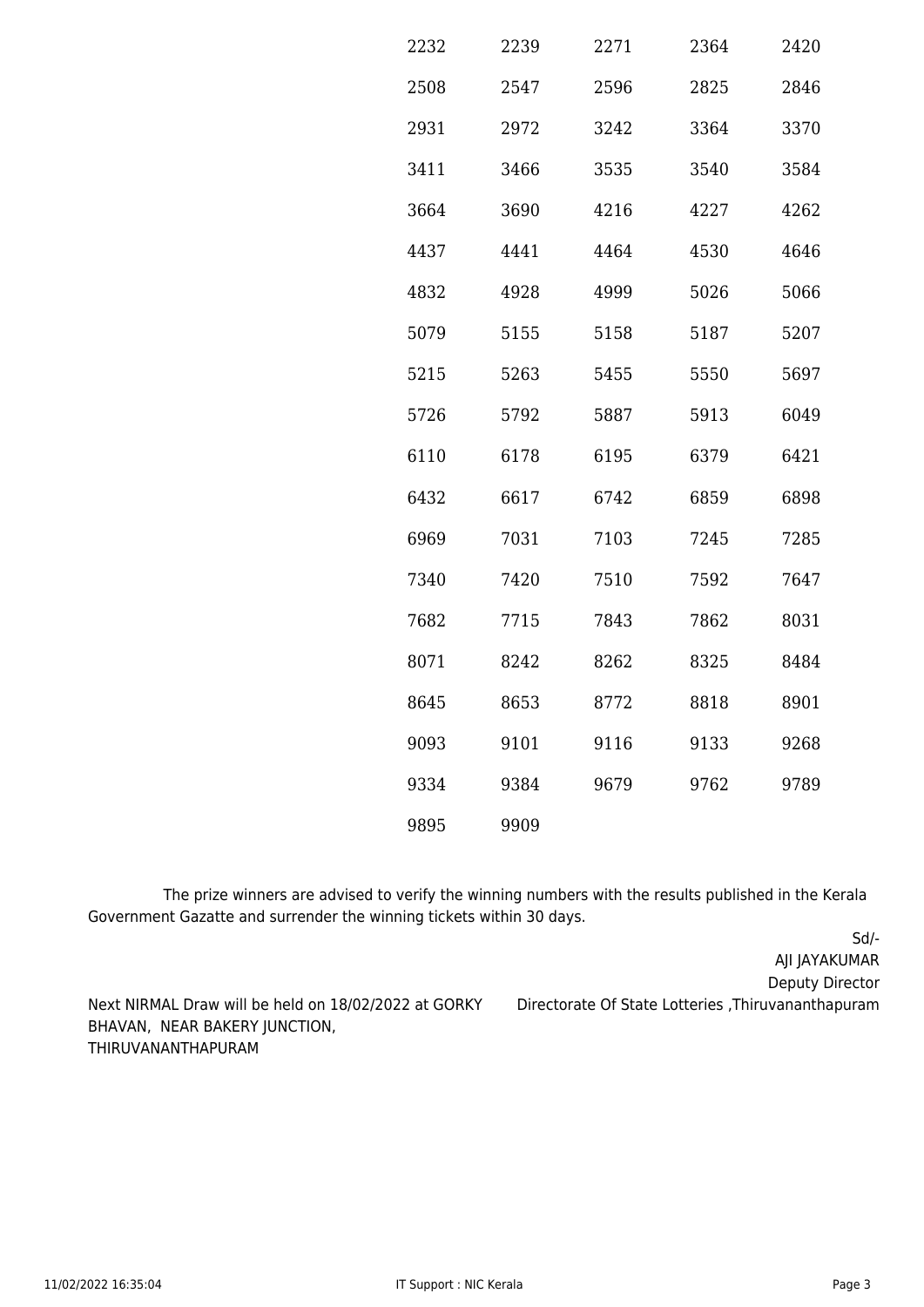| | | | | |
|---|---|---|---|---|
| 2232 | 2239 | 2271 | 2364 | 2420 |
| 2508 | 2547 | 2596 | 2825 | 2846 |
| 2931 | 2972 | 3242 | 3364 | 3370 |
| 3411 | 3466 | 3535 | 3540 | 3584 |
| 3664 | 3690 | 4216 | 4227 | 4262 |
| 4437 | 4441 | 4464 | 4530 | 4646 |
| 4832 | 4928 | 4999 | 5026 | 5066 |
| 5079 | 5155 | 5158 | 5187 | 5207 |
| 5215 | 5263 | 5455 | 5550 | 5697 |
| 5726 | 5792 | 5887 | 5913 | 6049 |
| 6110 | 6178 | 6195 | 6379 | 6421 |
| 6432 | 6617 | 6742 | 6859 | 6898 |
| 6969 | 7031 | 7103 | 7245 | 7285 |
| 7340 | 7420 | 7510 | 7592 | 7647 |
| 7682 | 7715 | 7843 | 7862 | 8031 |
| 8071 | 8242 | 8262 | 8325 | 8484 |
| 8645 | 8653 | 8772 | 8818 | 8901 |
| 9093 | 9101 | 9116 | 9133 | 9268 |
| 9334 | 9384 | 9679 | 9762 | 9789 |
| 9895 | 9909 | | | |

The prize winners are advised to verify the winning numbers with the results published in the Kerala Government Gazatte and surrender the winning tickets within 30 days.

Sd/-
AJI JAYAKUMAR
Deputy Director
Directorate Of State Lotteries ,Thiruvananthapuram

Next NIRMAL Draw will be held on 18/02/2022 at GORKY BHAVAN, NEAR BAKERY JUNCTION, THIRUVANANTHAPURAM